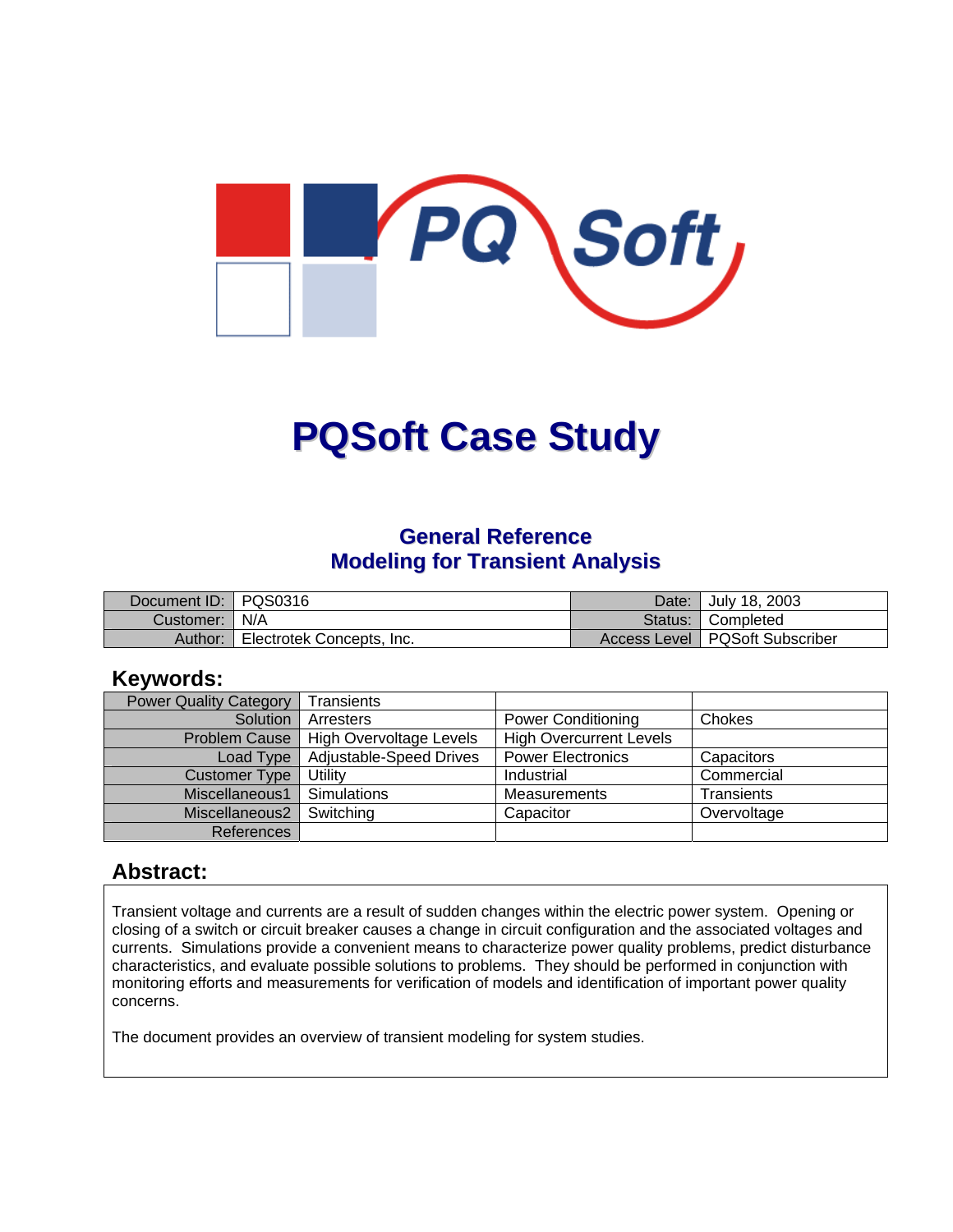# PQSoft Case Study

## General Reference
## Modeling for Transient Analysis

| | | | |
|---|---|---|---|
| Document ID: | PQS0316 | Date: | July 18, 2003 |
| Customer: | N/A | Status: | Completed |
| Author: | Electrotek Concepts, Inc. | Access Level | PQSoft Subscriber |

## Keywords:

| | | | |
|---|---|---|---|
| Power Quality Category | Transients | | |
| Solution | Arresters | Power Conditioning | Chokes |
| Problem Cause | High Overvoltage Levels | High Overcurrent Levels | |
| Load Type | Adjustable-Speed Drives | Power Electronics | Capacitors |
| Customer Type | Utility | Industrial | Commercial |
| Miscellaneous1 | Simulations | Measurements | Transients |
| Miscellaneous2 | Switching | Capacitor | Overvoltage |
| References | | | |

## Abstract:

Transient voltage and currents are a result of sudden changes within the electric power system. Opening or closing of a switch or circuit breaker causes a change in circuit configuration and the associated voltages and currents. Simulations provide a convenient means to characterize power quality problems, predict disturbance characteristics, and evaluate possible solutions to problems. They should be performed in conjunction with monitoring efforts and measurements for verification of models and identification of important power quality concerns.

The document provides an overview of transient modeling for system studies.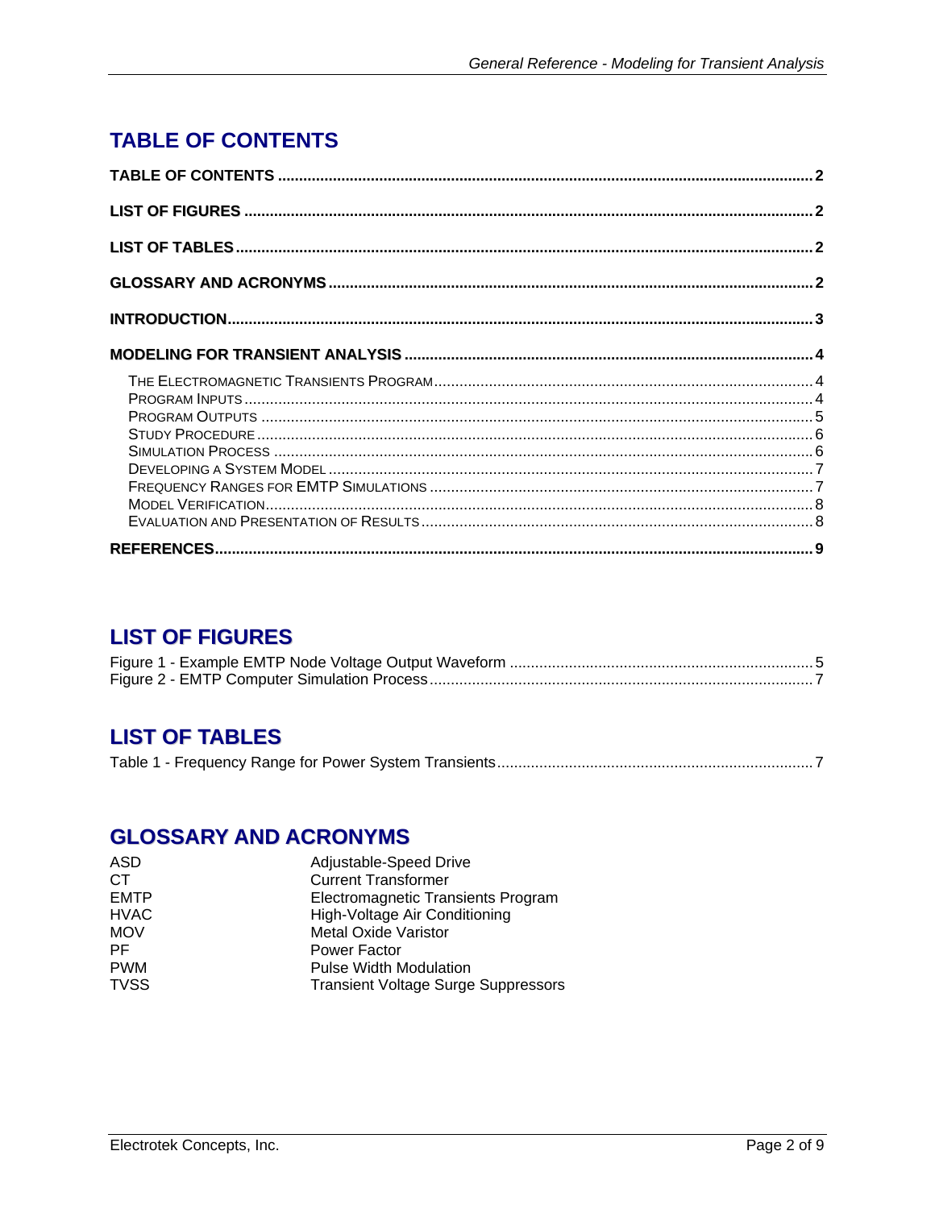# TABLE OF CONTENTS

TABLE OF CONTENTS ............................................................. 2

LIST OF FIGURES ............................................................. 2

LIST OF TABLES ............................................................. 2

GLOSSARY AND ACRONYMS ............................................................. 2

INTRODUCTION ............................................................. 3

MODELING FOR TRANSIENT ANALYSIS ............................................................. 4

- The Electromagnetic Transients Program ............................................................. 4
- Program Inputs ............................................................. 4
- Program Outputs ............................................................. 5
- Study Procedure ............................................................. 6
- Simulation Process ............................................................. 6
- Developing a System Model ............................................................. 7
- Frequency Ranges for EMTP Simulations ............................................................. 7
- Model Verification ............................................................. 8
- Evaluation and Presentation of Results ............................................................. 8

REFERENCES ............................................................. 9

# LIST OF FIGURES

Figure 1 - Example EMTP Node Voltage Output Waveform ............................................................. 5
Figure 2 - EMTP Computer Simulation Process ............................................................. 7

# LIST OF TABLES

Table 1 - Frequency Range for Power System Transients ............................................................. 7

# GLOSSARY AND ACRONYMS

| | |
|---|---|
| ASD | Adjustable-Speed Drive |
| CT | Current Transformer |
| EMTP | Electromagnetic Transients Program |
| HVAC | High-Voltage Air Conditioning |
| MOV | Metal Oxide Varistor |
| PF | Power Factor |
| PWM | Pulse Width Modulation |
| TVSS | Transient Voltage Surge Suppressors |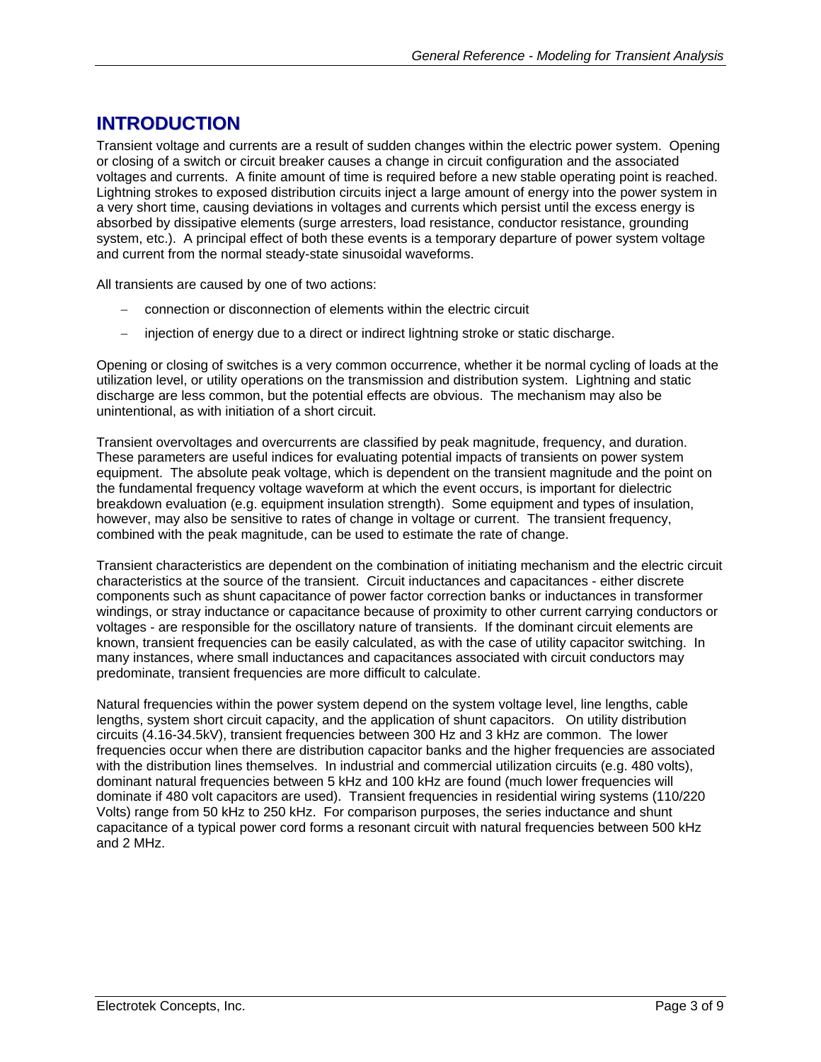# INTRODUCTION

Transient voltage and currents are a result of sudden changes within the electric power system. Opening or closing of a switch or circuit breaker causes a change in circuit configuration and the associated voltages and currents. A finite amount of time is required before a new stable operating point is reached. Lightning strokes to exposed distribution circuits inject a large amount of energy into the power system in a very short time, causing deviations in voltages and currents which persist until the excess energy is absorbed by dissipative elements (surge arresters, load resistance, conductor resistance, grounding system, etc.). A principal effect of both these events is a temporary departure of power system voltage and current from the normal steady-state sinusoidal waveforms.

All transients are caused by one of two actions:

- connection or disconnection of elements within the electric circuit
- injection of energy due to a direct or indirect lightning stroke or static discharge.

Opening or closing of switches is a very common occurrence, whether it be normal cycling of loads at the utilization level, or utility operations on the transmission and distribution system. Lightning and static discharge are less common, but the potential effects are obvious. The mechanism may also be unintentional, as with initiation of a short circuit.

Transient overvoltages and overcurrents are classified by peak magnitude, frequency, and duration. These parameters are useful indices for evaluating potential impacts of transients on power system equipment. The absolute peak voltage, which is dependent on the transient magnitude and the point on the fundamental frequency voltage waveform at which the event occurs, is important for dielectric breakdown evaluation (e.g. equipment insulation strength). Some equipment and types of insulation, however, may also be sensitive to rates of change in voltage or current. The transient frequency, combined with the peak magnitude, can be used to estimate the rate of change.

Transient characteristics are dependent on the combination of initiating mechanism and the electric circuit characteristics at the source of the transient. Circuit inductances and capacitances - either discrete components such as shunt capacitance of power factor correction banks or inductances in transformer windings, or stray inductance or capacitance because of proximity to other current carrying conductors or voltages - are responsible for the oscillatory nature of transients. If the dominant circuit elements are known, transient frequencies can be easily calculated, as with the case of utility capacitor switching. In many instances, where small inductances and capacitances associated with circuit conductors may predominate, transient frequencies are more difficult to calculate.

Natural frequencies within the power system depend on the system voltage level, line lengths, cable lengths, system short circuit capacity, and the application of shunt capacitors. On utility distribution circuits (4.16-34.5kV), transient frequencies between 300 Hz and 3 kHz are common. The lower frequencies occur when there are distribution capacitor banks and the higher frequencies are associated with the distribution lines themselves. In industrial and commercial utilization circuits (e.g. 480 volts), dominant natural frequencies between 5 kHz and 100 kHz are found (much lower frequencies will dominate if 480 volt capacitors are used). Transient frequencies in residential wiring systems (110/220 Volts) range from 50 kHz to 250 kHz. For comparison purposes, the series inductance and shunt capacitance of a typical power cord forms a resonant circuit with natural frequencies between 500 kHz and 2 MHz.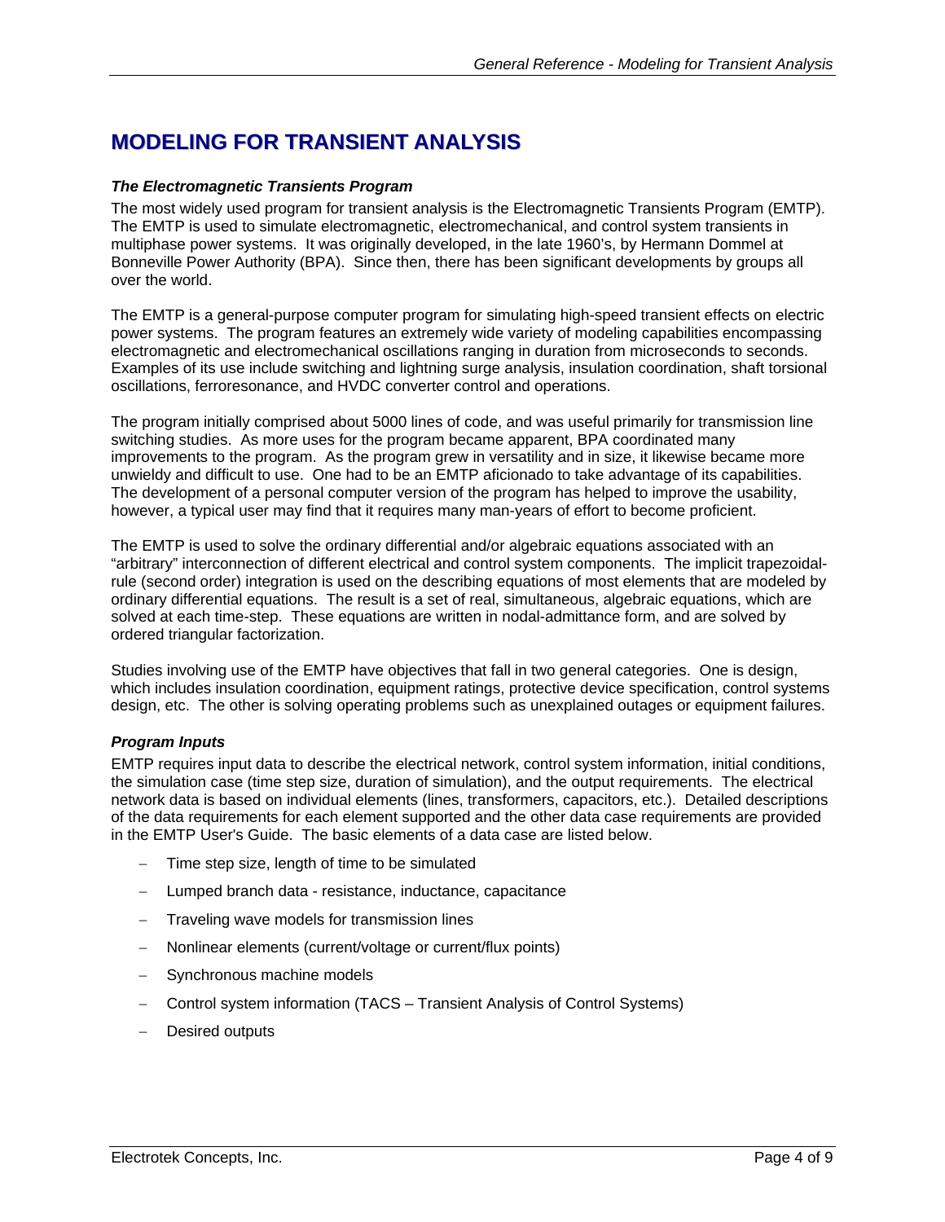# MODELING FOR TRANSIENT ANALYSIS

### *The Electromagnetic Transients Program*

The most widely used program for transient analysis is the Electromagnetic Transients Program (EMTP). The EMTP is used to simulate electromagnetic, electromechanical, and control system transients in multiphase power systems. It was originally developed, in the late 1960's, by Hermann Dommel at Bonneville Power Authority (BPA). Since then, there has been significant developments by groups all over the world.

The EMTP is a general-purpose computer program for simulating high-speed transient effects on electric power systems. The program features an extremely wide variety of modeling capabilities encompassing electromagnetic and electromechanical oscillations ranging in duration from microseconds to seconds. Examples of its use include switching and lightning surge analysis, insulation coordination, shaft torsional oscillations, ferroresonance, and HVDC converter control and operations.

The program initially comprised about 5000 lines of code, and was useful primarily for transmission line switching studies. As more uses for the program became apparent, BPA coordinated many improvements to the program. As the program grew in versatility and in size, it likewise became more unwieldy and difficult to use. One had to be an EMTP aficionado to take advantage of its capabilities. The development of a personal computer version of the program has helped to improve the usability, however, a typical user may find that it requires many man-years of effort to become proficient.

The EMTP is used to solve the ordinary differential and/or algebraic equations associated with an "arbitrary" interconnection of different electrical and control system components. The implicit trapezoidal-rule (second order) integration is used on the describing equations of most elements that are modeled by ordinary differential equations. The result is a set of real, simultaneous, algebraic equations, which are solved at each time-step. These equations are written in nodal-admittance form, and are solved by ordered triangular factorization.

Studies involving use of the EMTP have objectives that fall in two general categories. One is design, which includes insulation coordination, equipment ratings, protective device specification, control systems design, etc. The other is solving operating problems such as unexplained outages or equipment failures.

### *Program Inputs*

EMTP requires input data to describe the electrical network, control system information, initial conditions, the simulation case (time step size, duration of simulation), and the output requirements. The electrical network data is based on individual elements (lines, transformers, capacitors, etc.). Detailed descriptions of the data requirements for each element supported and the other data case requirements are provided in the EMTP User's Guide. The basic elements of a data case are listed below.

- Time step size, length of time to be simulated
- Lumped branch data - resistance, inductance, capacitance
- Traveling wave models for transmission lines
- Nonlinear elements (current/voltage or current/flux points)
- Synchronous machine models
- Control system information (TACS – Transient Analysis of Control Systems)
- Desired outputs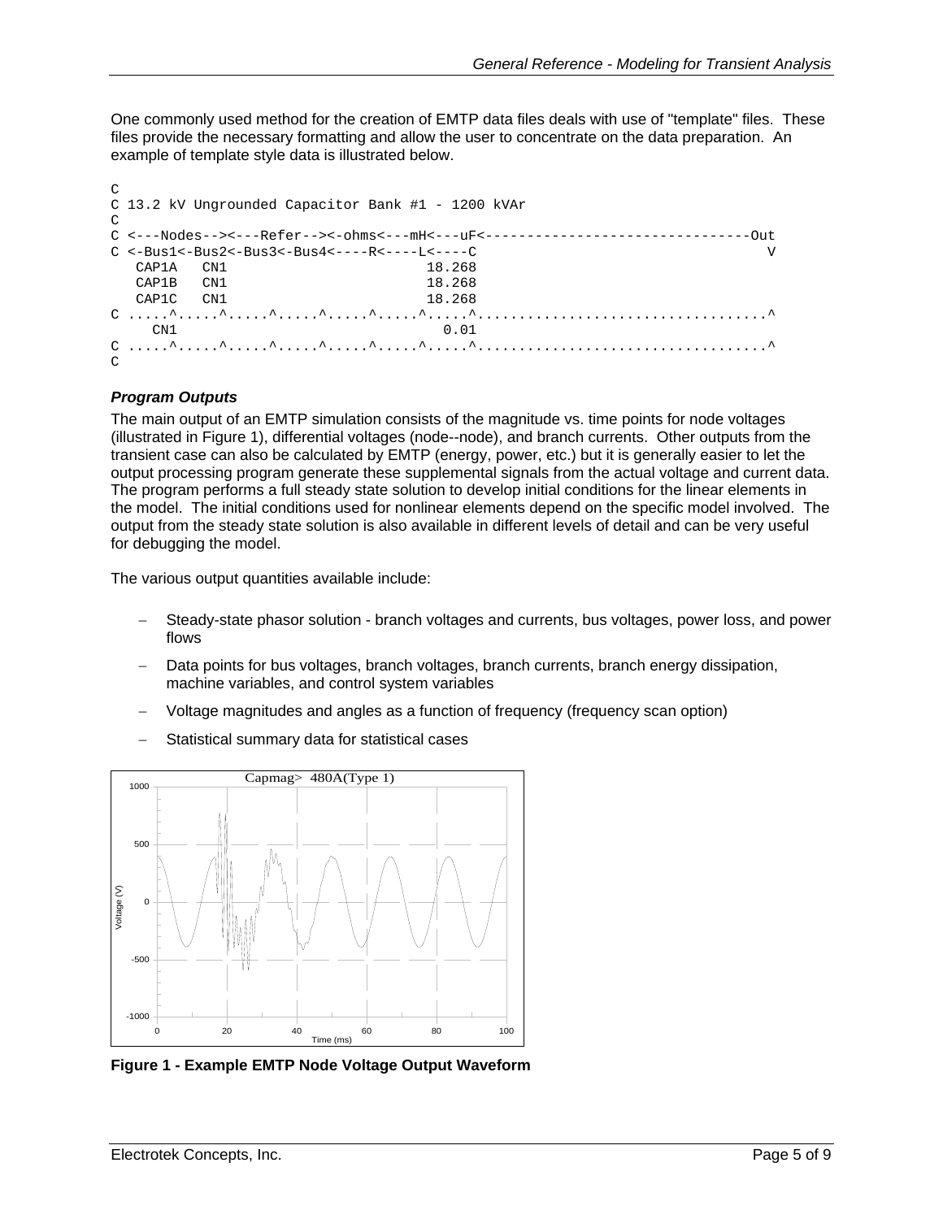One commonly used method for the creation of EMTP data files deals with use of "template" files. These files provide the necessary formatting and allow the user to concentrate on the data preparation. An example of template style data is illustrated below.

```
C
C 13.2 kV Ungrounded Capacitor Bank #1 - 1200 kVAr
C
C <---Nodes--><---Refer--><-ohms<---mH<---uF<-------------------------------Out
C <-Bus1<-Bus2<-Bus3<-Bus4<----R<----L<----C                                  V
   CAP1A   CN1                       18.268
   CAP1B   CN1                       18.268
   CAP1C   CN1                       18.268
C .....^.....^.....^.....^.....^.....^.....^..................................^
     CN1                               0.01
C .....^.....^.....^.....^.....^.....^.....^..................................^
C
```

### *Program Outputs*

The main output of an EMTP simulation consists of the magnitude vs. time points for node voltages (illustrated in Figure 1), differential voltages (node--node), and branch currents. Other outputs from the transient case can also be calculated by EMTP (energy, power, etc.) but it is generally easier to let the output processing program generate these supplemental signals from the actual voltage and current data. The program performs a full steady state solution to develop initial conditions for the linear elements in the model. The initial conditions used for nonlinear elements depend on the specific model involved. The output from the steady state solution is also available in different levels of detail and can be very useful for debugging the model.

The various output quantities available include:

- Steady-state phasor solution - branch voltages and currents, bus voltages, power loss, and power flows
- Data points for bus voltages, branch voltages, branch currents, branch energy dissipation, machine variables, and control system variables
- Voltage magnitudes and angles as a function of frequency (frequency scan option)
- Statistical summary data for statistical cases

Capmag> 480A(Type 1)

1000
500
0
-500
-1000

Voltage (V)

0
20
40
60
80
100

Time (ms)

**Figure 1 - Example EMTP Node Voltage Output Waveform**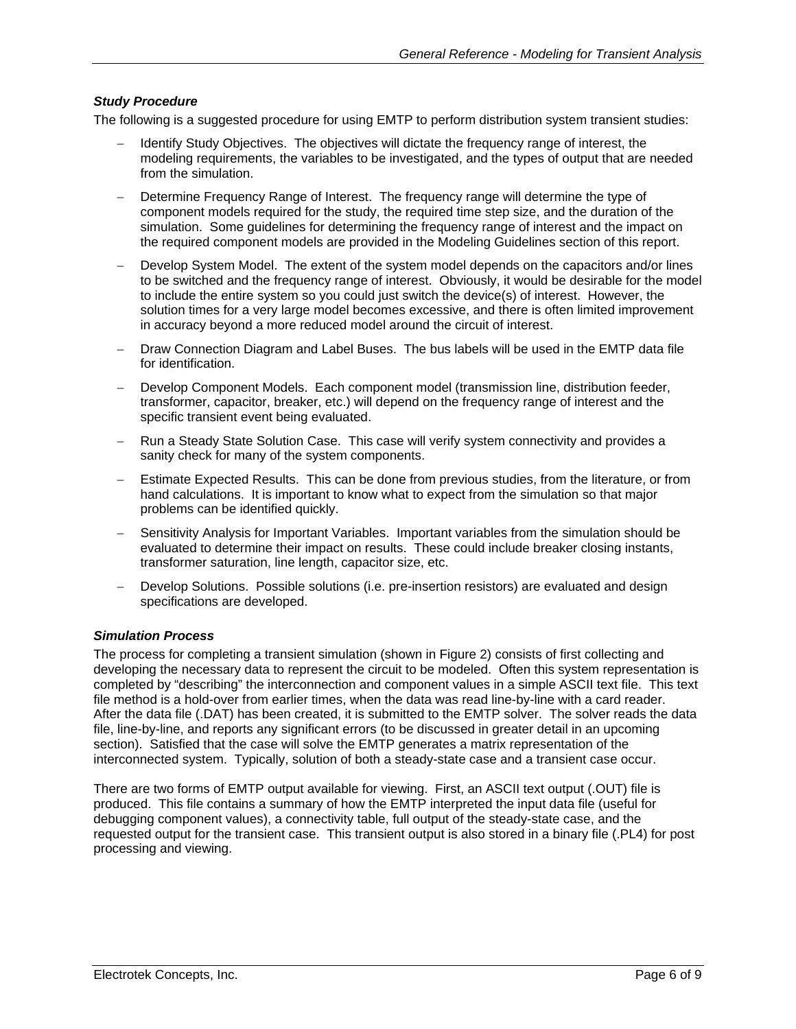### *Study Procedure*

The following is a suggested procedure for using EMTP to perform distribution system transient studies:

- Identify Study Objectives. The objectives will dictate the frequency range of interest, the modeling requirements, the variables to be investigated, and the types of output that are needed from the simulation.
- Determine Frequency Range of Interest. The frequency range will determine the type of component models required for the study, the required time step size, and the duration of the simulation. Some guidelines for determining the frequency range of interest and the impact on the required component models are provided in the Modeling Guidelines section of this report.
- Develop System Model. The extent of the system model depends on the capacitors and/or lines to be switched and the frequency range of interest. Obviously, it would be desirable for the model to include the entire system so you could just switch the device(s) of interest. However, the solution times for a very large model becomes excessive, and there is often limited improvement in accuracy beyond a more reduced model around the circuit of interest.
- Draw Connection Diagram and Label Buses. The bus labels will be used in the EMTP data file for identification.
- Develop Component Models. Each component model (transmission line, distribution feeder, transformer, capacitor, breaker, etc.) will depend on the frequency range of interest and the specific transient event being evaluated.
- Run a Steady State Solution Case. This case will verify system connectivity and provides a sanity check for many of the system components.
- Estimate Expected Results. This can be done from previous studies, from the literature, or from hand calculations. It is important to know what to expect from the simulation so that major problems can be identified quickly.
- Sensitivity Analysis for Important Variables. Important variables from the simulation should be evaluated to determine their impact on results. These could include breaker closing instants, transformer saturation, line length, capacitor size, etc.
- Develop Solutions. Possible solutions (i.e. pre-insertion resistors) are evaluated and design specifications are developed.

### *Simulation Process*

The process for completing a transient simulation (shown in Figure 2) consists of first collecting and developing the necessary data to represent the circuit to be modeled. Often this system representation is completed by "describing" the interconnection and component values in a simple ASCII text file. This text file method is a hold-over from earlier times, when the data was read line-by-line with a card reader. After the data file (.DAT) has been created, it is submitted to the EMTP solver. The solver reads the data file, line-by-line, and reports any significant errors (to be discussed in greater detail in an upcoming section). Satisfied that the case will solve the EMTP generates a matrix representation of the interconnected system. Typically, solution of both a steady-state case and a transient case occur.

There are two forms of EMTP output available for viewing. First, an ASCII text output (.OUT) file is produced. This file contains a summary of how the EMTP interpreted the input data file (useful for debugging component values), a connectivity table, full output of the steady-state case, and the requested output for the transient case. This transient output is also stored in a binary file (.PL4) for post processing and viewing.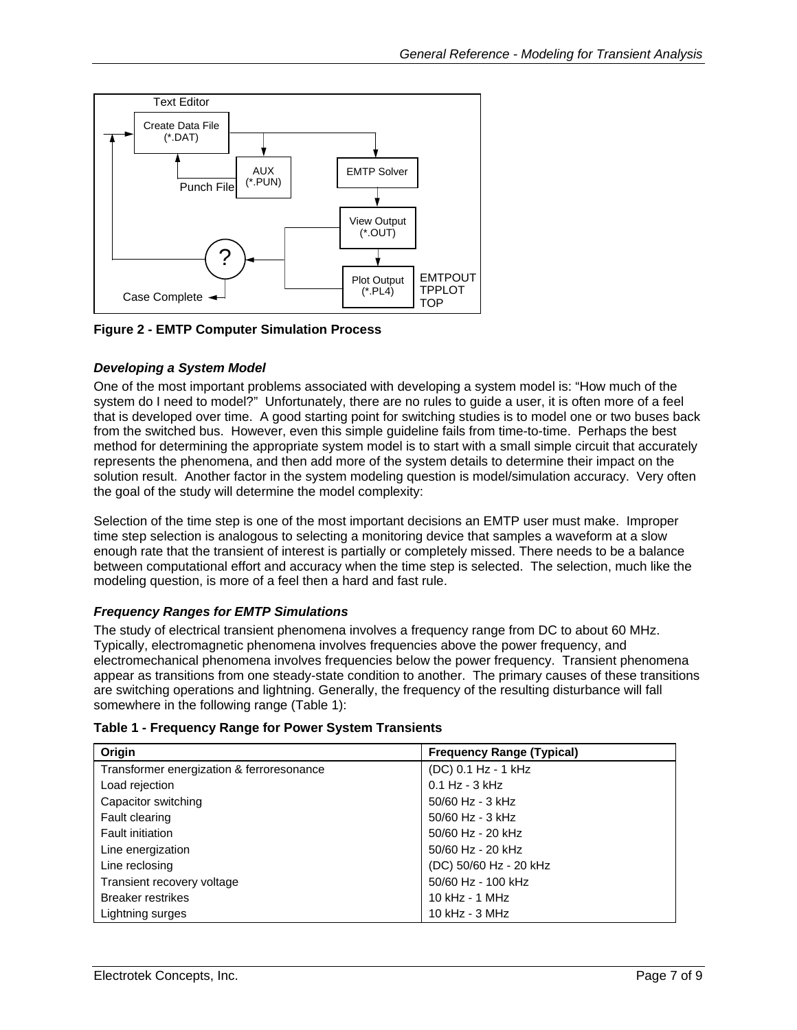Text Editor

Create Data File (*.DAT)

AUX (*.PUN)

Punch File

EMTP Solver

View Output (*.OUT)

?

Plot Output (*.PL4)

EMTPOUT
TPPLOT
TOP

Case Complete

**Figure 2 - EMTP Computer Simulation Process**

### *Developing a System Model*

One of the most important problems associated with developing a system model is: "How much of the system do I need to model?" Unfortunately, there are no rules to guide a user, it is often more of a feel that is developed over time. A good starting point for switching studies is to model one or two buses back from the switched bus. However, even this simple guideline fails from time-to-time. Perhaps the best method for determining the appropriate system model is to start with a small simple circuit that accurately represents the phenomena, and then add more of the system details to determine their impact on the solution result. Another factor in the system modeling question is model/simulation accuracy. Very often the goal of the study will determine the model complexity:

Selection of the time step is one of the most important decisions an EMTP user must make. Improper time step selection is analogous to selecting a monitoring device that samples a waveform at a slow enough rate that the transient of interest is partially or completely missed. There needs to be a balance between computational effort and accuracy when the time step is selected. The selection, much like the modeling question, is more of a feel then a hard and fast rule.

### *Frequency Ranges for EMTP Simulations*

The study of electrical transient phenomena involves a frequency range from DC to about 60 MHz. Typically, electromagnetic phenomena involves frequencies above the power frequency, and electromechanical phenomena involves frequencies below the power frequency. Transient phenomena appear as transitions from one steady-state condition to another. The primary causes of these transitions are switching operations and lightning. Generally, the frequency of the resulting disturbance will fall somewhere in the following range (Table 1):

**Table 1 - Frequency Range for Power System Transients**

| Origin | Frequency Range (Typical) |
|---|---|
| Transformer energization & ferroresonance | (DC) 0.1 Hz - 1 kHz |
| Load rejection | 0.1 Hz - 3 kHz |
| Capacitor switching | 50/60 Hz - 3 kHz |
| Fault clearing | 50/60 Hz - 3 kHz |
| Fault initiation | 50/60 Hz - 20 kHz |
| Line energization | 50/60 Hz - 20 kHz |
| Line reclosing | (DC) 50/60 Hz - 20 kHz |
| Transient recovery voltage | 50/60 Hz - 100 kHz |
| Breaker restrikes | 10 kHz - 1 MHz |
| Lightning surges | 10 kHz - 3 MHz |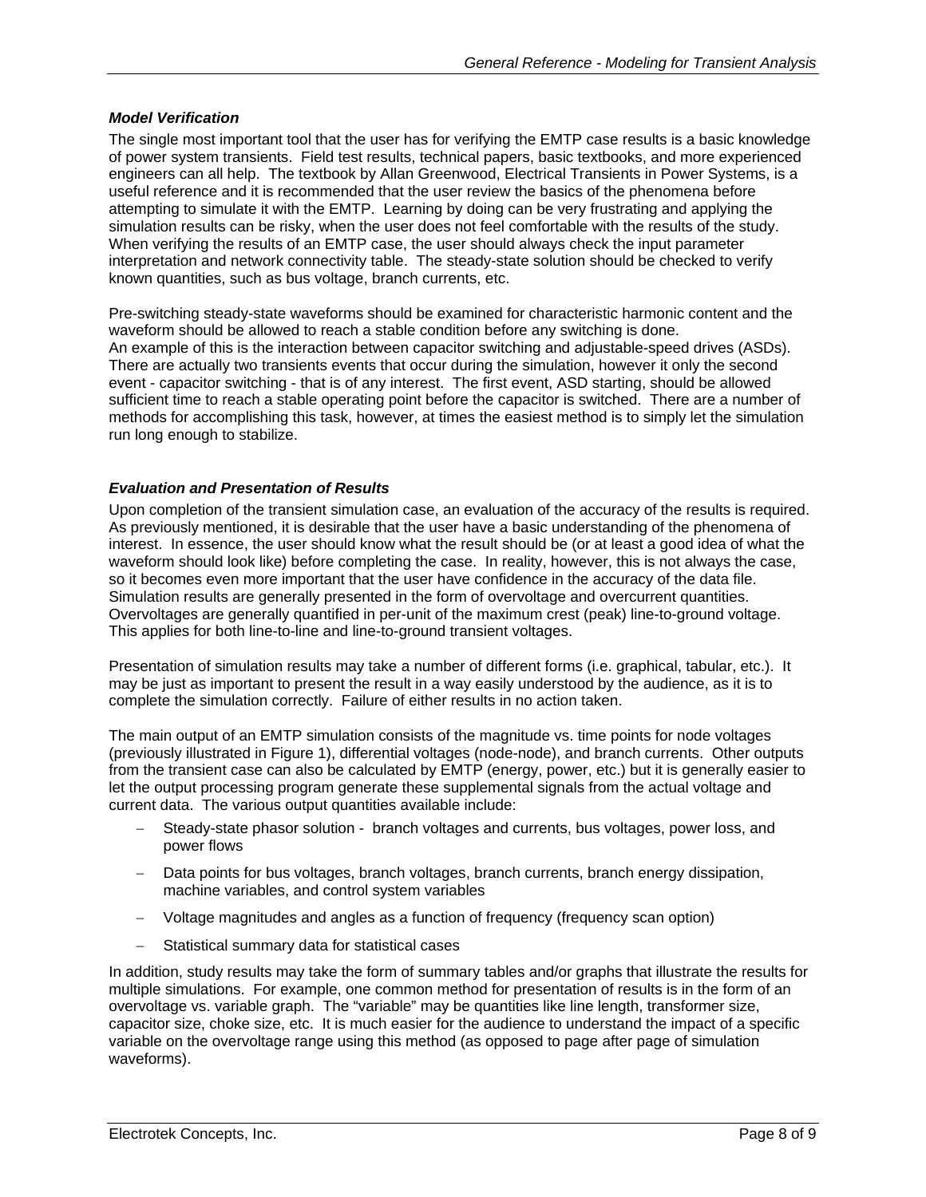### *Model Verification*

The single most important tool that the user has for verifying the EMTP case results is a basic knowledge of power system transients. Field test results, technical papers, basic textbooks, and more experienced engineers can all help. The textbook by Allan Greenwood, Electrical Transients in Power Systems, is a useful reference and it is recommended that the user review the basics of the phenomena before attempting to simulate it with the EMTP. Learning by doing can be very frustrating and applying the simulation results can be risky, when the user does not feel comfortable with the results of the study. When verifying the results of an EMTP case, the user should always check the input parameter interpretation and network connectivity table. The steady-state solution should be checked to verify known quantities, such as bus voltage, branch currents, etc.

Pre-switching steady-state waveforms should be examined for characteristic harmonic content and the waveform should be allowed to reach a stable condition before any switching is done.
An example of this is the interaction between capacitor switching and adjustable-speed drives (ASDs). There are actually two transients events that occur during the simulation, however it only the second event - capacitor switching - that is of any interest. The first event, ASD starting, should be allowed sufficient time to reach a stable operating point before the capacitor is switched. There are a number of methods for accomplishing this task, however, at times the easiest method is to simply let the simulation run long enough to stabilize.

### *Evaluation and Presentation of Results*

Upon completion of the transient simulation case, an evaluation of the accuracy of the results is required. As previously mentioned, it is desirable that the user have a basic understanding of the phenomena of interest. In essence, the user should know what the result should be (or at least a good idea of what the waveform should look like) before completing the case. In reality, however, this is not always the case, so it becomes even more important that the user have confidence in the accuracy of the data file. Simulation results are generally presented in the form of overvoltage and overcurrent quantities. Overvoltages are generally quantified in per-unit of the maximum crest (peak) line-to-ground voltage. This applies for both line-to-line and line-to-ground transient voltages.

Presentation of simulation results may take a number of different forms (i.e. graphical, tabular, etc.). It may be just as important to present the result in a way easily understood by the audience, as it is to complete the simulation correctly. Failure of either results in no action taken.

The main output of an EMTP simulation consists of the magnitude vs. time points for node voltages (previously illustrated in Figure 1), differential voltages (node-node), and branch currents. Other outputs from the transient case can also be calculated by EMTP (energy, power, etc.) but it is generally easier to let the output processing program generate these supplemental signals from the actual voltage and current data. The various output quantities available include:

- Steady-state phasor solution - branch voltages and currents, bus voltages, power loss, and power flows
- Data points for bus voltages, branch voltages, branch currents, branch energy dissipation, machine variables, and control system variables
- Voltage magnitudes and angles as a function of frequency (frequency scan option)
- Statistical summary data for statistical cases

In addition, study results may take the form of summary tables and/or graphs that illustrate the results for multiple simulations. For example, one common method for presentation of results is in the form of an overvoltage vs. variable graph. The "variable" may be quantities like line length, transformer size, capacitor size, choke size, etc. It is much easier for the audience to understand the impact of a specific variable on the overvoltage range using this method (as opposed to page after page of simulation waveforms).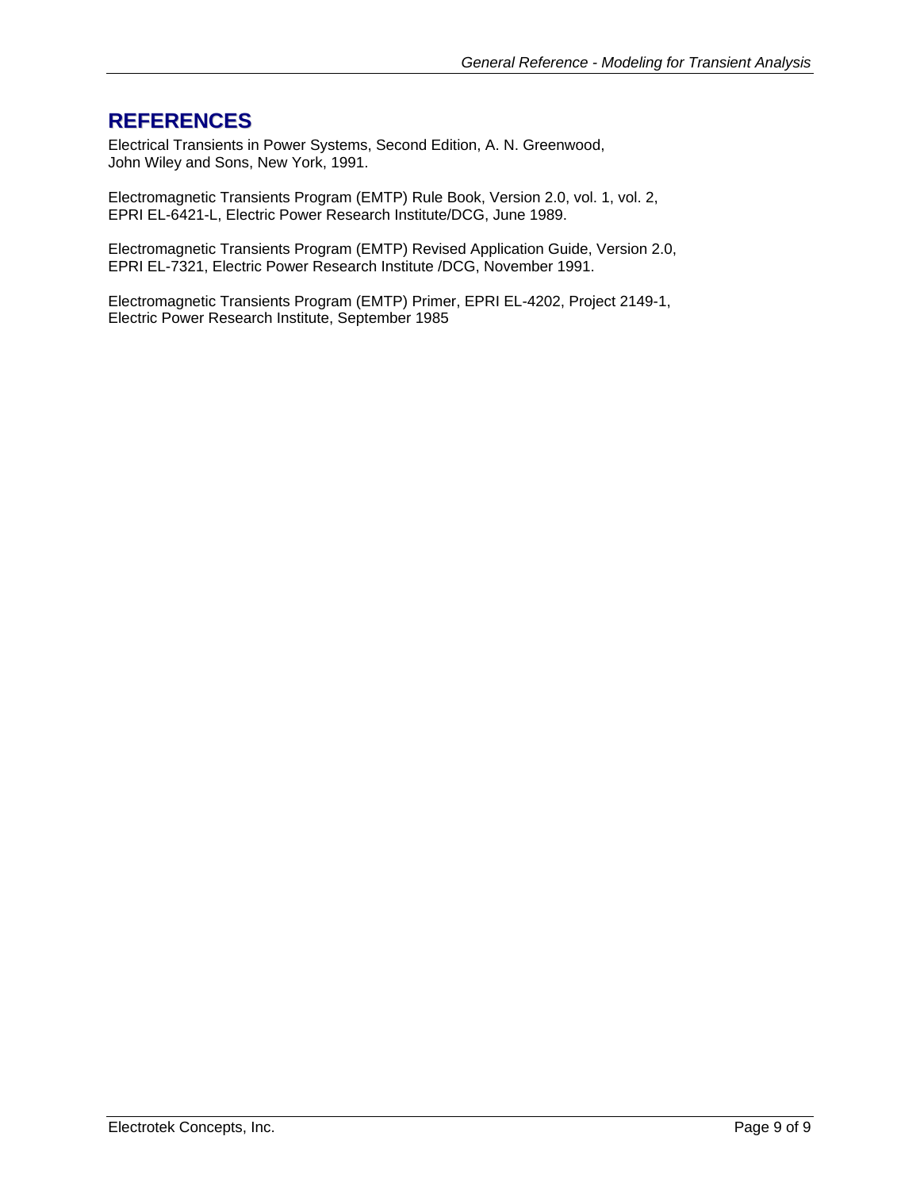## REFERENCES

Electrical Transients in Power Systems, Second Edition, A. N. Greenwood, John Wiley and Sons, New York, 1991.

Electromagnetic Transients Program (EMTP) Rule Book, Version 2.0, vol. 1, vol. 2, EPRI EL-6421-L, Electric Power Research Institute/DCG, June 1989.

Electromagnetic Transients Program (EMTP) Revised Application Guide, Version 2.0, EPRI EL-7321, Electric Power Research Institute /DCG, November 1991.

Electromagnetic Transients Program (EMTP) Primer, EPRI EL-4202, Project 2149-1, Electric Power Research Institute, September 1985